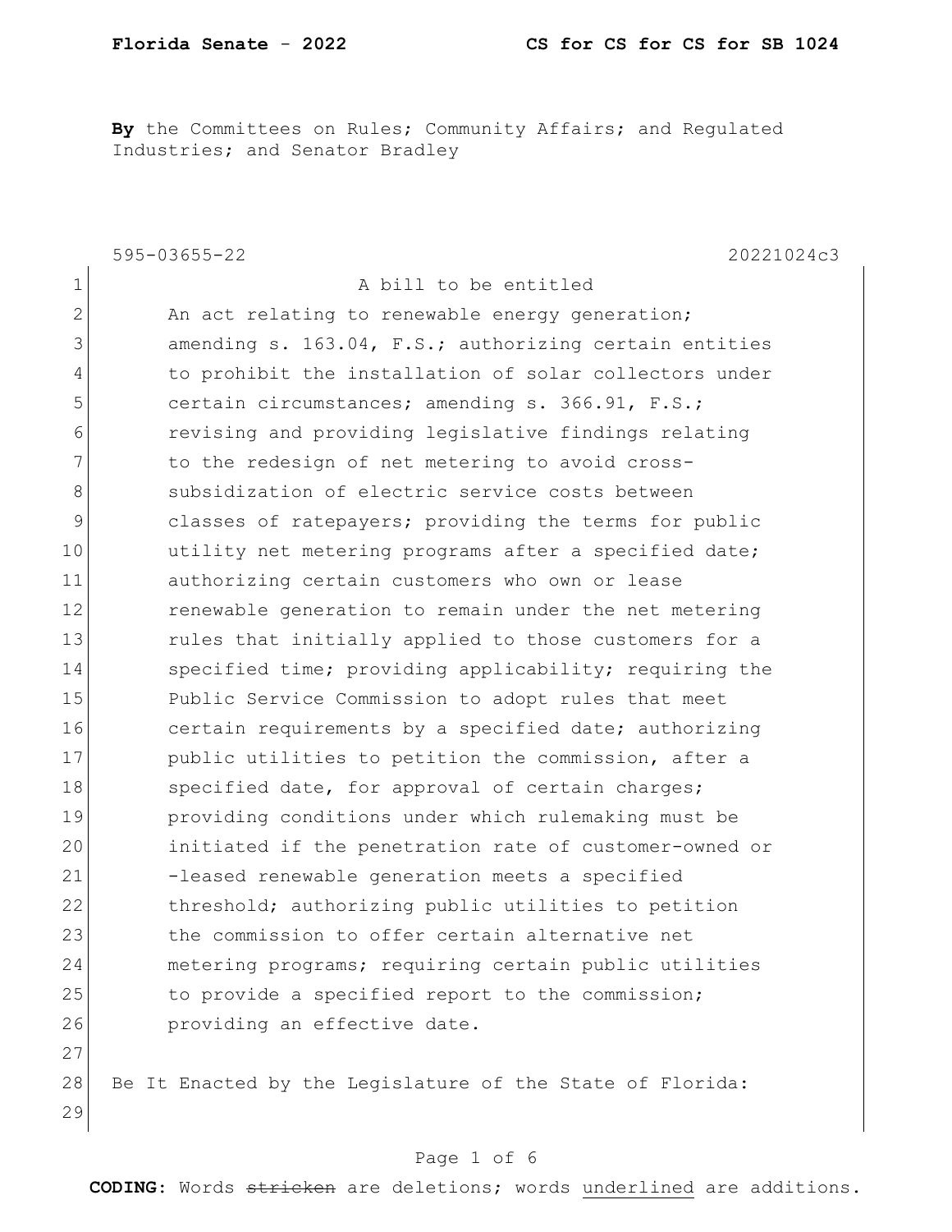**By** the Committees on Rules; Community Affairs; and Regulated Industries; and Senator Bradley

595-03655-22 20221024c3

A bill to be entitled

An act relating to renewable energy generation; amending s. 163.04, F.S.; authorizing certain entities to prohibit the installation of solar collectors under certain circumstances; amending s. 366.91, F.S.; revising and providing legislative findings relating to the redesign of net metering to avoid cross-subsidization of electric service costs between classes of ratepayers; providing the terms for public utility net metering programs after a specified date; authorizing certain customers who own or lease renewable generation to remain under the net metering rules that initially applied to those customers for a specified time; providing applicability; requiring the Public Service Commission to adopt rules that meet certain requirements by a specified date; authorizing public utilities to petition the commission, after a specified date, for approval of certain charges; providing conditions under which rulemaking must be initiated if the penetration rate of customer-owned or -leased renewable generation meets a specified threshold; authorizing public utilities to petition the commission to offer certain alternative net metering programs; requiring certain public utilities to provide a specified report to the commission; providing an effective date.

Be It Enacted by the Legislature of the State of Florida: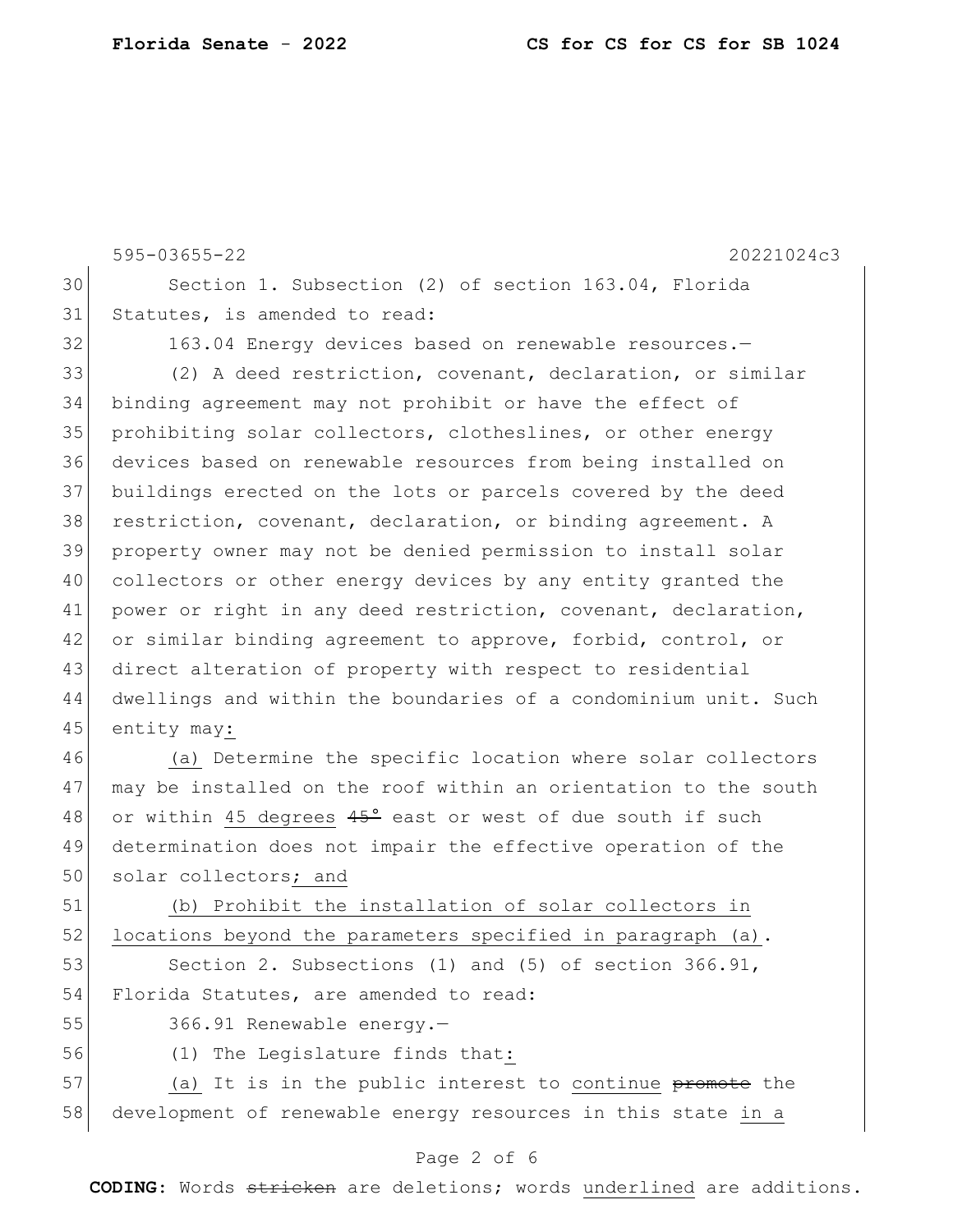595-03655-22 20221024c3

Section 1. Subsection (2) of section 163.04, Florida Statutes, is amended to read:

163.04 Energy devices based on renewable resources.—

(2) A deed restriction, covenant, declaration, or similar binding agreement may not prohibit or have the effect of prohibiting solar collectors, clotheslines, or other energy devices based on renewable resources from being installed on buildings erected on the lots or parcels covered by the deed restriction, covenant, declaration, or binding agreement. A property owner may not be denied permission to install solar collectors or other energy devices by any entity granted the power or right in any deed restriction, covenant, declaration, or similar binding agreement to approve, forbid, control, or direct alteration of property with respect to residential dwellings and within the boundaries of a condominium unit. Such entity may<u>:</u>

<u>(a)</u> Determine the specific location where solar collectors may be installed on the roof within an orientation to the south or within <u>45 degrees</u> ~~45°~~ east or west of due south if such determination does not impair the effective operation of the solar collectors<u>; and</u>

<u>(b) Prohibit the installation of solar collectors in locations beyond the parameters specified in paragraph (a)</u>.

Section 2. Subsections (1) and (5) of section 366.91, Florida Statutes, are amended to read:

366.91 Renewable energy.—

(1) The Legislature finds that<u>:</u>

<u>(a)</u> It is in the public interest to <u>continue</u> ~~promote~~ the development of renewable energy resources in this state <u>in a</u>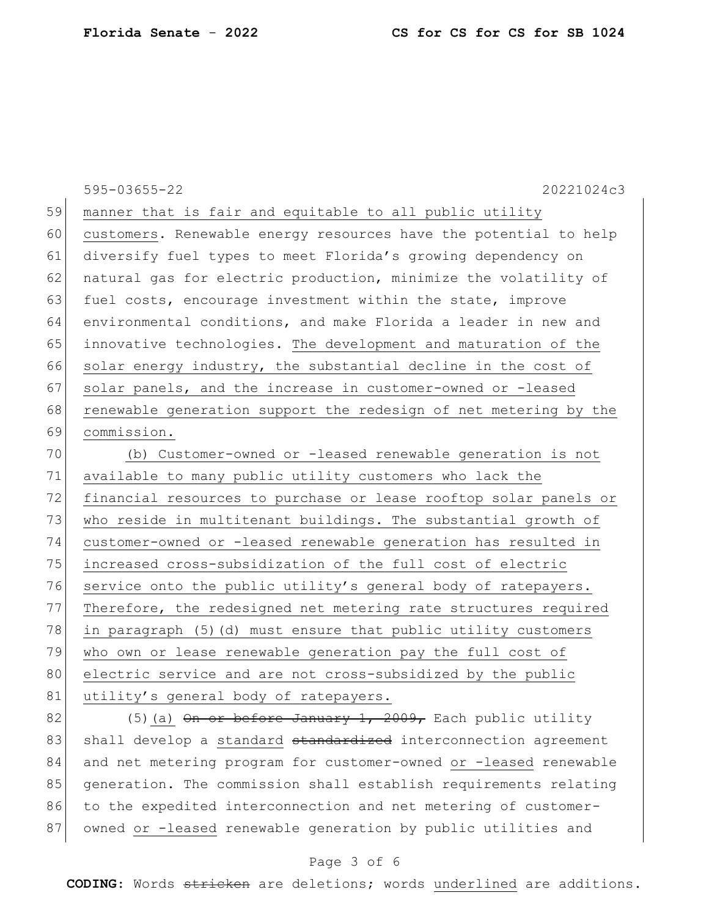manner that is fair and equitable to all public utility customers. Renewable energy resources have the potential to help diversify fuel types to meet Florida's growing dependency on natural gas for electric production, minimize the volatility of fuel costs, encourage investment within the state, improve environmental conditions, and make Florida a leader in new and innovative technologies. <u>The development and maturation of the solar energy industry, the substantial decline in the cost of solar panels, and the increase in customer-owned or -leased renewable generation support the redesign of net metering by the commission.</u>

<u>(b) Customer-owned or -leased renewable generation is not available to many public utility customers who lack the financial resources to purchase or lease rooftop solar panels or who reside in multitenant buildings. The substantial growth of customer-owned or -leased renewable generation has resulted in increased cross-subsidization of the full cost of electric service onto the public utility's general body of ratepayers. Therefore, the redesigned net metering rate structures required in paragraph (5)(d) must ensure that public utility customers who own or lease renewable generation pay the full cost of electric service and are not cross-subsidized by the public utility's general body of ratepayers.</u>

(5)(a) ~~On or before January 1, 2009,~~ Each public utility shall develop a <u>standard</u> ~~standardized~~ interconnection agreement and net metering program for customer-owned <u>or -leased</u> renewable generation. The commission shall establish requirements relating to the expedited interconnection and net metering of customer-owned <u>or -leased</u> renewable generation by public utilities and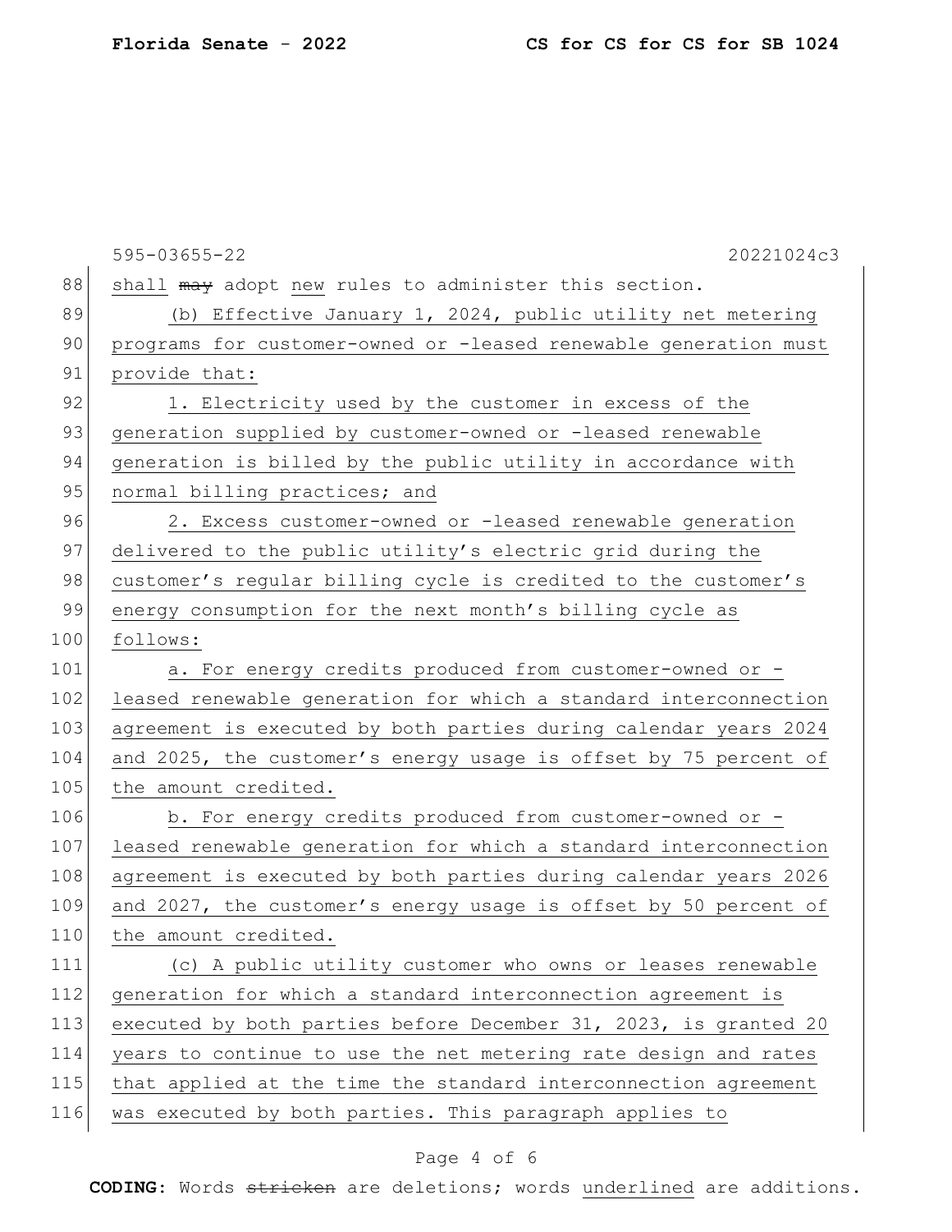shall ~~may~~ adopt new rules to administer this section.

(b) Effective January 1, 2024, public utility net metering programs for customer-owned or -leased renewable generation must provide that:

1. Electricity used by the customer in excess of the generation supplied by customer-owned or -leased renewable generation is billed by the public utility in accordance with normal billing practices; and

2. Excess customer-owned or -leased renewable generation delivered to the public utility's electric grid during the customer's regular billing cycle is credited to the customer's energy consumption for the next month's billing cycle as follows:

a. For energy credits produced from customer-owned or -leased renewable generation for which a standard interconnection agreement is executed by both parties during calendar years 2024 and 2025, the customer's energy usage is offset by 75 percent of the amount credited.

b. For energy credits produced from customer-owned or -leased renewable generation for which a standard interconnection agreement is executed by both parties during calendar years 2026 and 2027, the customer's energy usage is offset by 50 percent of the amount credited.

(c) A public utility customer who owns or leases renewable generation for which a standard interconnection agreement is executed by both parties before December 31, 2023, is granted 20 years to continue to use the net metering rate design and rates that applied at the time the standard interconnection agreement was executed by both parties. This paragraph applies to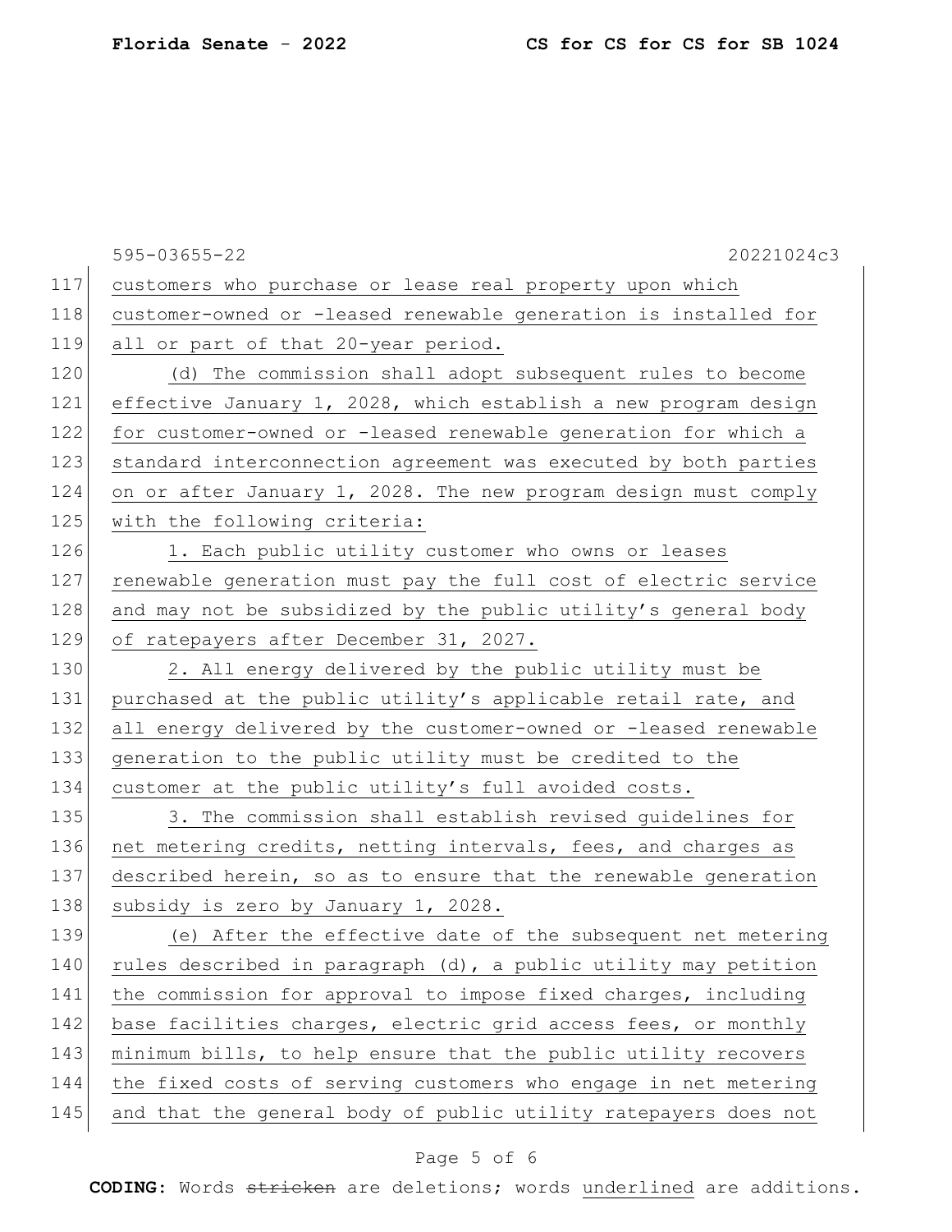customers who purchase or lease real property upon which customer-owned or -leased renewable generation is installed for all or part of that 20-year period.

(d) The commission shall adopt subsequent rules to become effective January 1, 2028, which establish a new program design for customer-owned or -leased renewable generation for which a standard interconnection agreement was executed by both parties on or after January 1, 2028. The new program design must comply with the following criteria:

1. Each public utility customer who owns or leases renewable generation must pay the full cost of electric service and may not be subsidized by the public utility's general body of ratepayers after December 31, 2027.

2. All energy delivered by the public utility must be purchased at the public utility's applicable retail rate, and all energy delivered by the customer-owned or -leased renewable generation to the public utility must be credited to the customer at the public utility's full avoided costs.

3. The commission shall establish revised guidelines for net metering credits, netting intervals, fees, and charges as described herein, so as to ensure that the renewable generation subsidy is zero by January 1, 2028.

(e) After the effective date of the subsequent net metering rules described in paragraph (d), a public utility may petition the commission for approval to impose fixed charges, including base facilities charges, electric grid access fees, or monthly minimum bills, to help ensure that the public utility recovers the fixed costs of serving customers who engage in net metering and that the general body of public utility ratepayers does not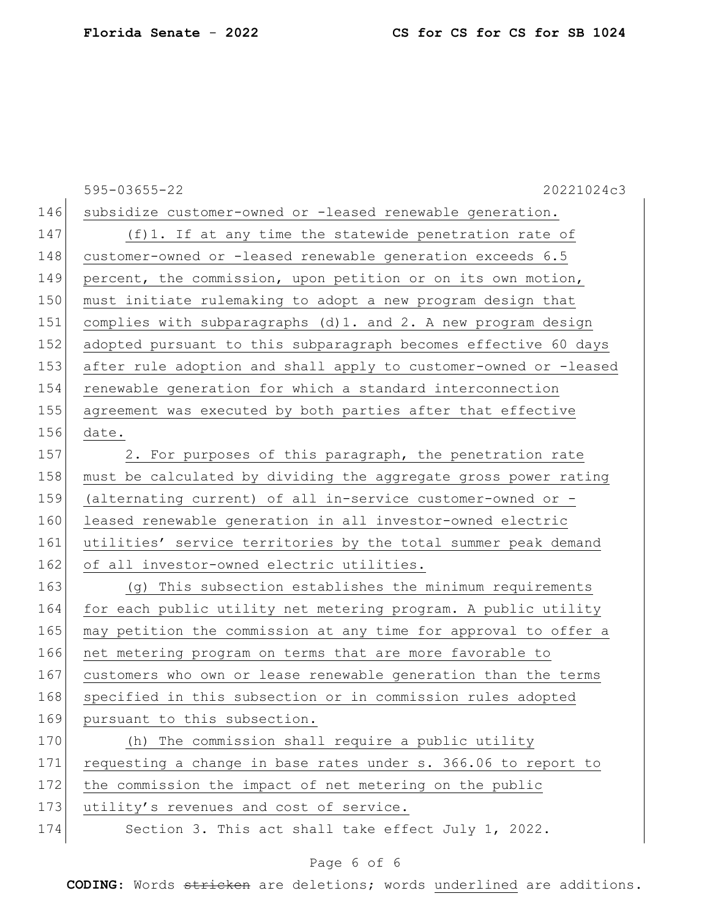subsidize customer-owned or -leased renewable generation.

(f)1. If at any time the statewide penetration rate of customer-owned or -leased renewable generation exceeds 6.5 percent, the commission, upon petition or on its own motion, must initiate rulemaking to adopt a new program design that complies with subparagraphs (d)1. and 2. A new program design adopted pursuant to this subparagraph becomes effective 60 days after rule adoption and shall apply to customer-owned or -leased renewable generation for which a standard interconnection agreement was executed by both parties after that effective date.

2. For purposes of this paragraph, the penetration rate must be calculated by dividing the aggregate gross power rating (alternating current) of all in-service customer-owned or -leased renewable generation in all investor-owned electric utilities' service territories by the total summer peak demand of all investor-owned electric utilities.

(g) This subsection establishes the minimum requirements for each public utility net metering program. A public utility may petition the commission at any time for approval to offer a net metering program on terms that are more favorable to customers who own or lease renewable generation than the terms specified in this subsection or in commission rules adopted pursuant to this subsection.

(h) The commission shall require a public utility requesting a change in base rates under s. 366.06 to report to the commission the impact of net metering on the public utility's revenues and cost of service.

Section 3. This act shall take effect July 1, 2022.